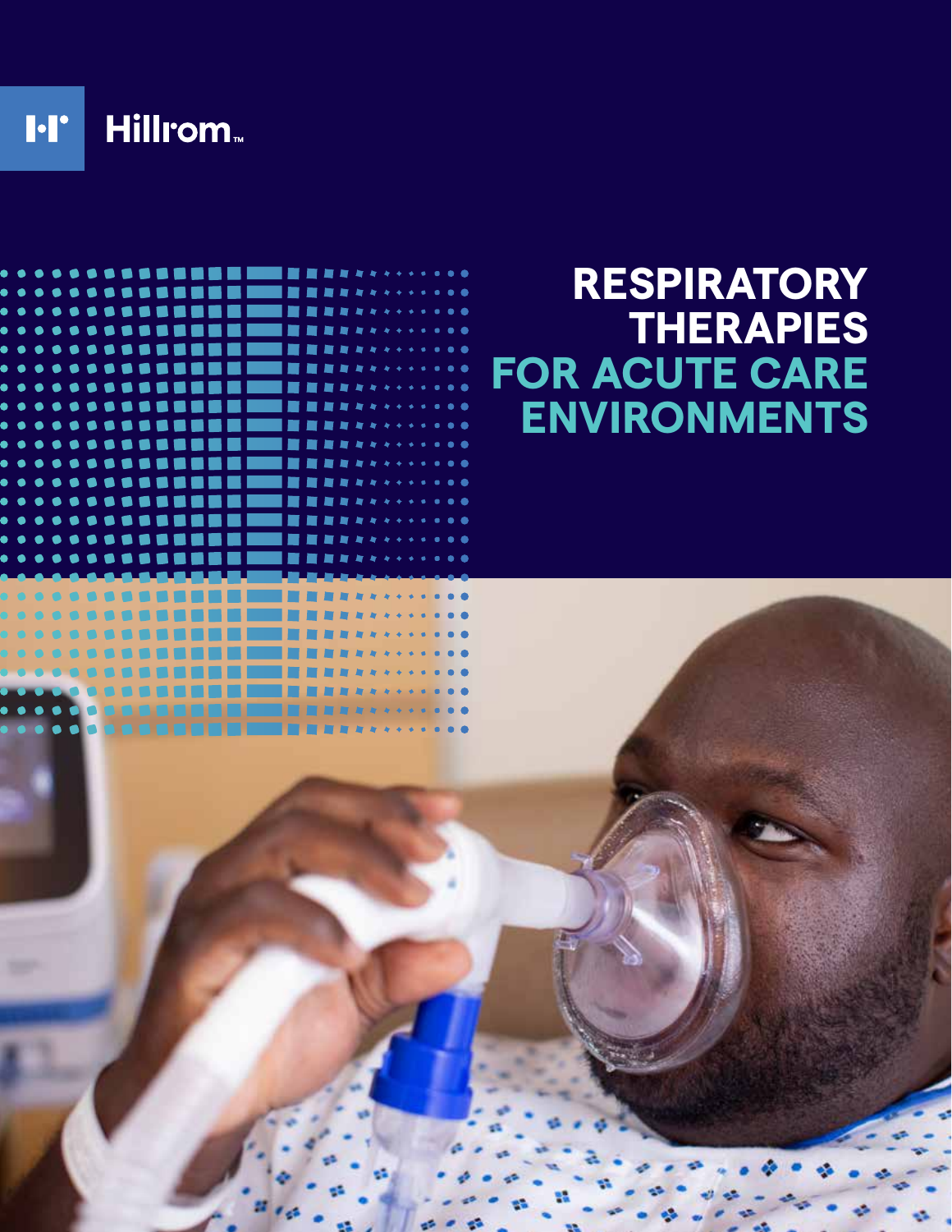Hillrom™

# RESPIRATORY THERAPIES FOR ACUTE CARE ENVIRONMENTS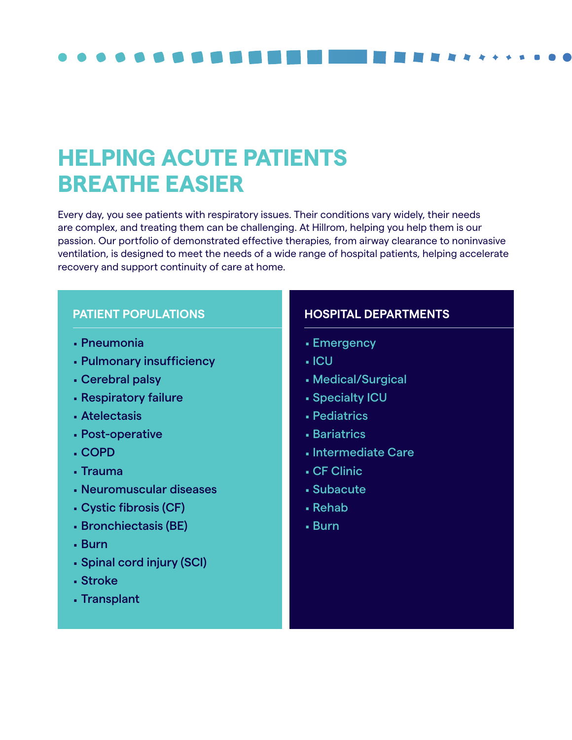# HELPING ACUTE PATIENTS BREATHE EASIER

Every day, you see patients with respiratory issues. Their conditions vary widely, their needs are complex, and treating them can be challenging. At Hillrom, helping you help them is our passion. Our portfolio of demonstrated effective therapies, from airway clearance to noninvasive ventilation, is designed to meet the needs of a wide range of hospital patients, helping accelerate recovery and support continuity of care at home.

## PATIENT POPULATIONS

- Pneumonia
- Pulmonary insufficiency
- Cerebral palsy
- Respiratory failure
- Atelectasis
- Post-operative
- COPD
- Trauma
- Neuromuscular diseases
- Cystic fibrosis (CF)
- Bronchiectasis (BE)
- Burn
- Spinal cord injury (SCI)
- Stroke
- Transplant

## HOSPITAL DEPARTMENTS

- Emergency
- ICU
- Medical/Surgical
- Specialty ICU
- Pediatrics
- Bariatrics
- Intermediate Care
- CF Clinic
- Subacute
- Rehab
- Burn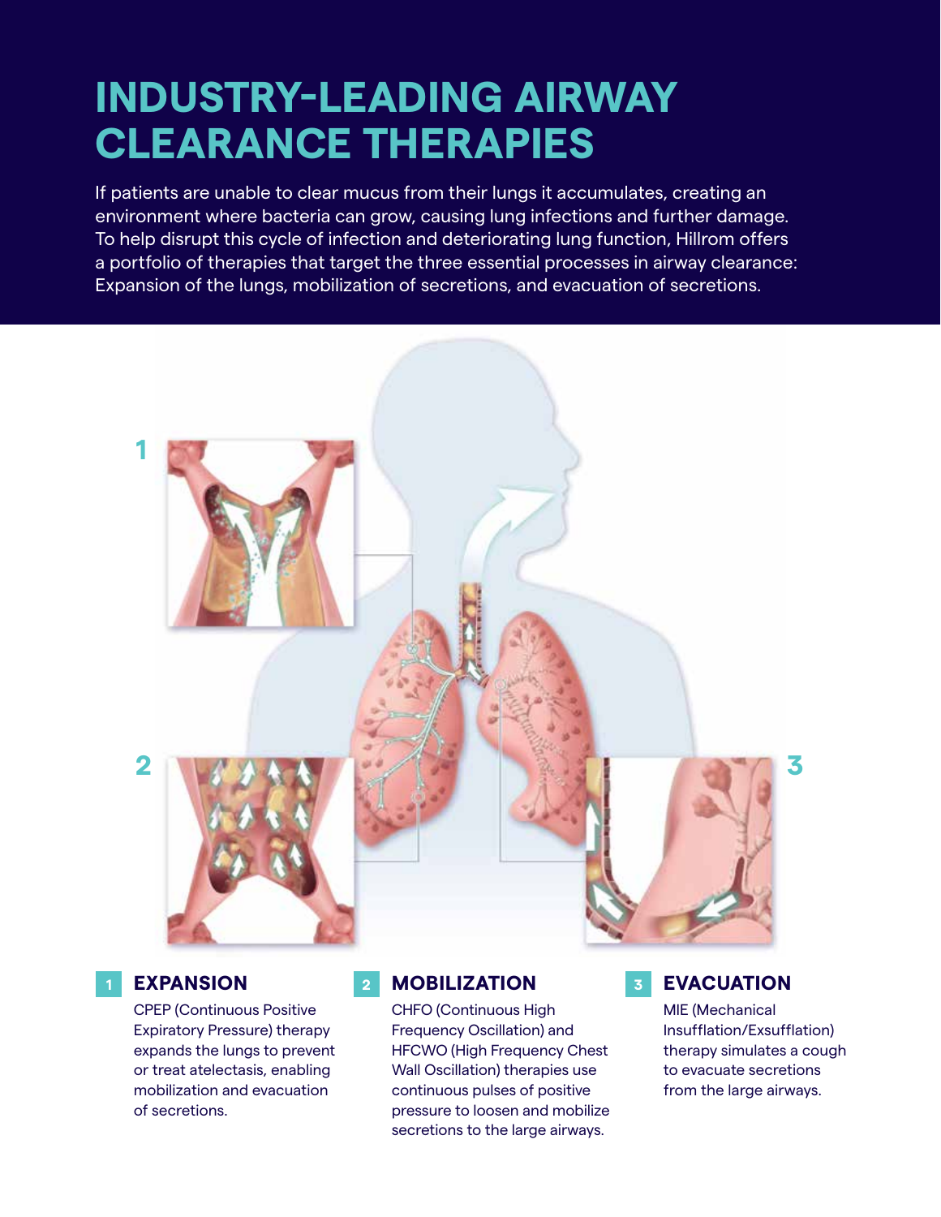# INDUSTRY-LEADING AIRWAY CLEARANCE THERAPIES

If patients are unable to clear mucus from their lungs it accumulates, creating an environment where bacteria can grow, causing lung infections and further damage. To help disrupt this cycle of infection and deteriorating lung function, Hillrom offers a portfolio of therapies that target the three essential processes in airway clearance: Expansion of the lungs, mobilization of secretions, and evacuation of secretions.

## 1 EXPANSION

CPEP (Continuous Positive Expiratory Pressure) therapy expands the lungs to prevent or treat atelectasis, enabling mobilization and evacuation of secretions.

## 2 MOBILIZATION

CHFO (Continuous High Frequency Oscillation) and HFCWO (High Frequency Chest Wall Oscillation) therapies use continuous pulses of positive pressure to loosen and mobilize secretions to the large airways.

## 3 EVACUATION

MIE (Mechanical Insufflation/Exsufflation) therapy simulates a cough to evacuate secretions from the large airways.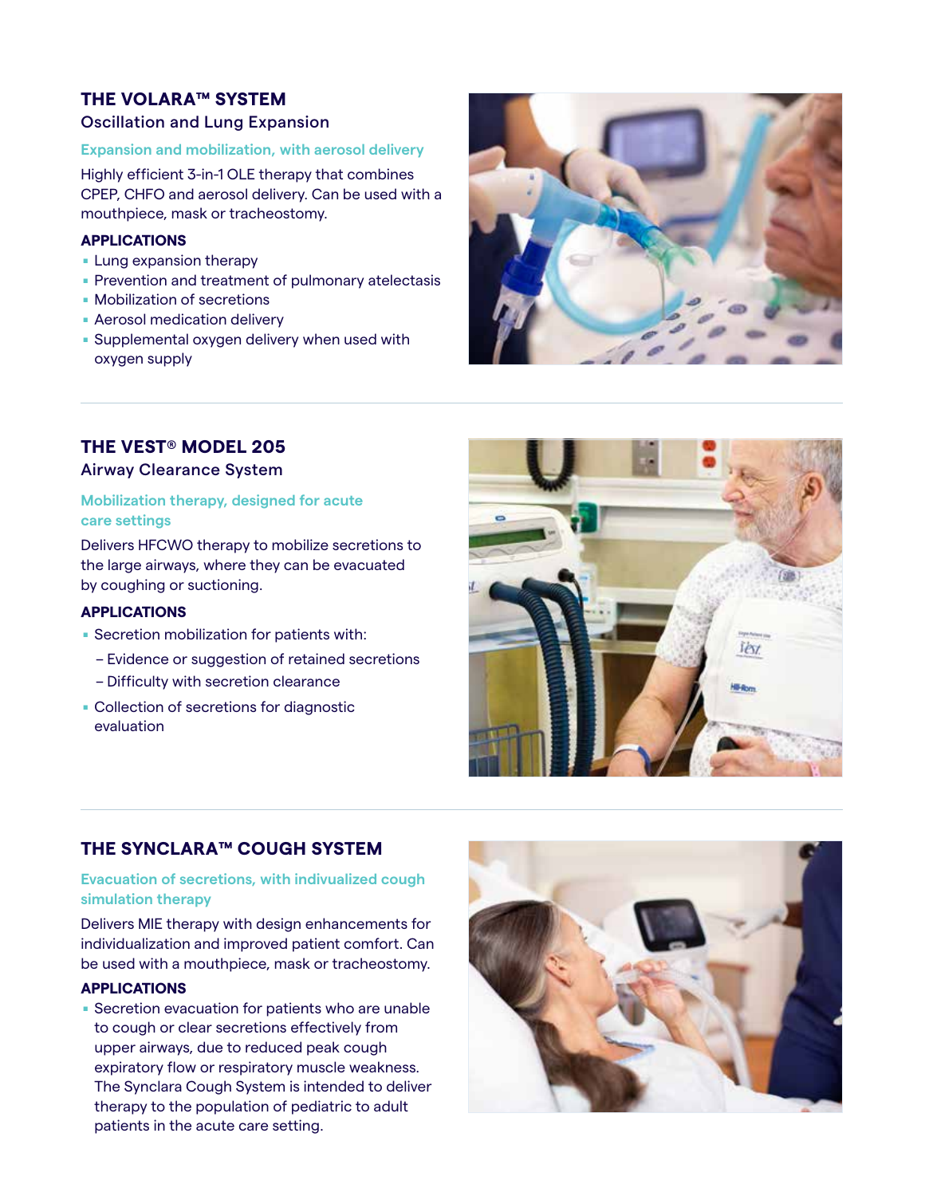## THE VOLARA™ SYSTEM

### Oscillation and Lung Expansion

**Expansion and mobilization, with aerosol delivery**

Highly efficient 3-in-1 OLE therapy that combines CPEP, CHFO and aerosol delivery. Can be used with a mouthpiece, mask or tracheostomy.

**APPLICATIONS**

- Lung expansion therapy
- Prevention and treatment of pulmonary atelectasis
- Mobilization of secretions
- Aerosol medication delivery
- Supplemental oxygen delivery when used with oxygen supply

---

## THE VEST® MODEL 205

### Airway Clearance System

**Mobilization therapy, designed for acute care settings**

Delivers HFCWO therapy to mobilize secretions to the large airways, where they can be evacuated by coughing or suctioning.

**APPLICATIONS**

- Secretion mobilization for patients with:
  - Evidence or suggestion of retained secretions
  - Difficulty with secretion clearance
- Collection of secretions for diagnostic evaluation

---

## THE SYNCLARA™ COUGH SYSTEM

**Evacuation of secretions, with indivualized cough simulation therapy**

Delivers MIE therapy with design enhancements for individualization and improved patient comfort. Can be used with a mouthpiece, mask or tracheostomy.

**APPLICATIONS**

- Secretion evacuation for patients who are unable to cough or clear secretions effectively from upper airways, due to reduced peak cough expiratory flow or respiratory muscle weakness. The Synclara Cough System is intended to deliver therapy to the population of pediatric to adult patients in the acute care setting.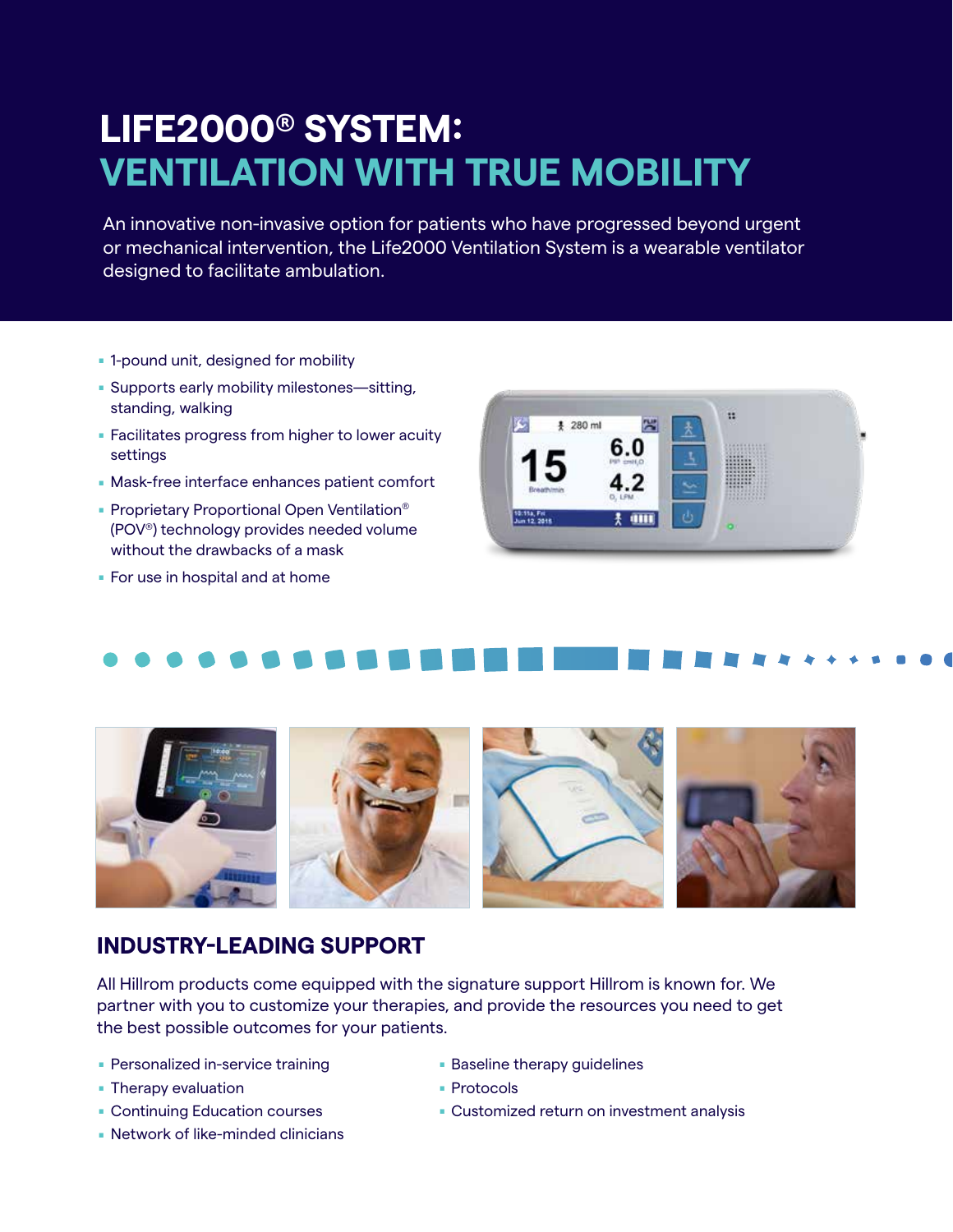# LIFE2000® SYSTEM: VENTILATION WITH TRUE MOBILITY

An innovative non-invasive option for patients who have progressed beyond urgent or mechanical intervention, the Life2000 Ventilation System is a wearable ventilator designed to facilitate ambulation.

- 1-pound unit, designed for mobility
- Supports early mobility milestones—sitting, standing, walking
- Facilitates progress from higher to lower acuity settings
- Mask-free interface enhances patient comfort
- Proprietary Proportional Open Ventilation® (POV®) technology provides needed volume without the drawbacks of a mask
- For use in hospital and at home

## INDUSTRY-LEADING SUPPORT

All Hillrom products come equipped with the signature support Hillrom is known for. We partner with you to customize your therapies, and provide the resources you need to get the best possible outcomes for your patients.

- Personalized in-service training
- Therapy evaluation
- Continuing Education courses
- Network of like-minded clinicians
- Baseline therapy guidelines
- Protocols
- Customized return on investment analysis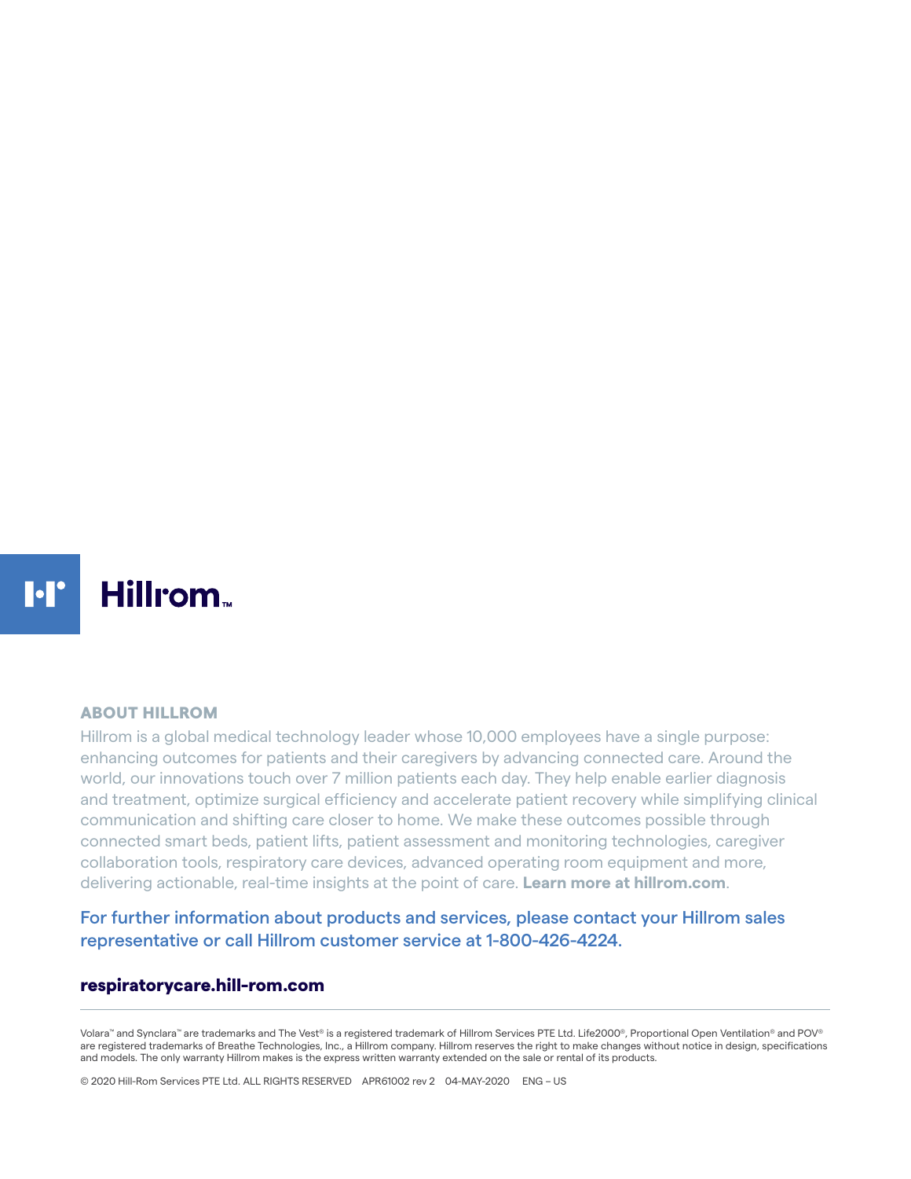Hillrom™

## ABOUT HILLROM

Hillrom is a global medical technology leader whose 10,000 employees have a single purpose: enhancing outcomes for patients and their caregivers by advancing connected care. Around the world, our innovations touch over 7 million patients each day. They help enable earlier diagnosis and treatment, optimize surgical efficiency and accelerate patient recovery while simplifying clinical communication and shifting care closer to home. We make these outcomes possible through connected smart beds, patient lifts, patient assessment and monitoring technologies, caregiver collaboration tools, respiratory care devices, advanced operating room equipment and more, delivering actionable, real-time insights at the point of care. **Learn more at hillrom.com**.

For further information about products and services, please contact your Hillrom sales representative or call Hillrom customer service at 1-800-426-4224.

**respiratorycare.hill-rom.com**

---

Volara™ and Synclara™ are trademarks and The Vest® is a registered trademark of Hillrom Services PTE Ltd. Life2000®, Proportional Open Ventilation® and POV® are registered trademarks of Breathe Technologies, Inc., a Hillrom company. Hillrom reserves the right to make changes without notice in design, specifications and models. The only warranty Hillrom makes is the express written warranty extended on the sale or rental of its products.

© 2020 Hill-Rom Services PTE Ltd. ALL RIGHTS RESERVED APR61002 rev 2 04-MAY-2020 ENG – US